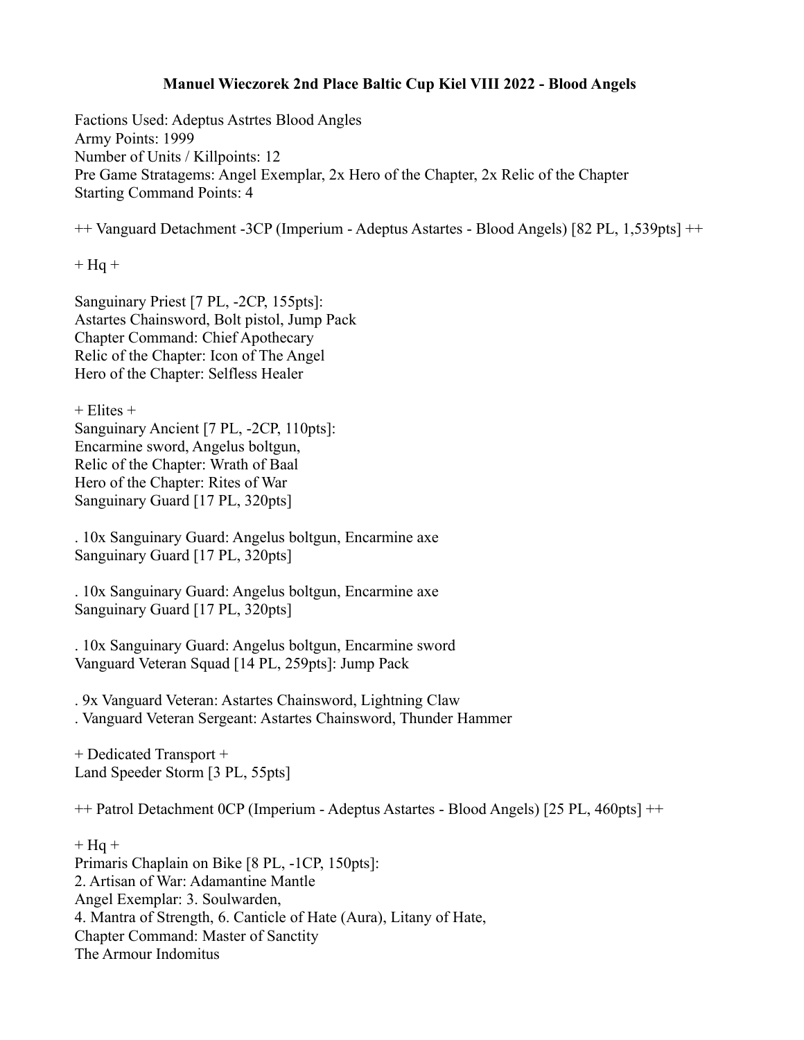**Manuel Wieczorek 2nd Place Baltic Cup Kiel VIII 2022 - Blood Angels**

Factions Used: Adeptus Astrtes Blood Angles
Army Points: 1999
Number of Units / Killpoints: 12
Pre Game Stratagems: Angel Exemplar, 2x Hero of the Chapter, 2x Relic of the Chapter
Starting Command Points: 4

++ Vanguard Detachment -3CP (Imperium - Adeptus Astartes - Blood Angels) [82 PL, 1,539pts] ++

+ Hq +

Sanguinary Priest [7 PL, -2CP, 155pts]:
Astartes Chainsword, Bolt pistol, Jump Pack
Chapter Command: Chief Apothecary
Relic of the Chapter: Icon of The Angel
Hero of the Chapter: Selfless Healer

+ Elites +
Sanguinary Ancient [7 PL, -2CP, 110pts]:
Encarmine sword, Angelus boltgun,
Relic of the Chapter: Wrath of Baal
Hero of the Chapter: Rites of War
Sanguinary Guard [17 PL, 320pts]

. 10x Sanguinary Guard: Angelus boltgun, Encarmine axe
Sanguinary Guard [17 PL, 320pts]

. 10x Sanguinary Guard: Angelus boltgun, Encarmine axe
Sanguinary Guard [17 PL, 320pts]

. 10x Sanguinary Guard: Angelus boltgun, Encarmine sword
Vanguard Veteran Squad [14 PL, 259pts]: Jump Pack

. 9x Vanguard Veteran: Astartes Chainsword, Lightning Claw
. Vanguard Veteran Sergeant: Astartes Chainsword, Thunder Hammer

+ Dedicated Transport +
Land Speeder Storm [3 PL, 55pts]

++ Patrol Detachment 0CP (Imperium - Adeptus Astartes - Blood Angels) [25 PL, 460pts] ++

+ Hq +
Primaris Chaplain on Bike [8 PL, -1CP, 150pts]:
2. Artisan of War: Adamantine Mantle
Angel Exemplar: 3. Soulwarden,
4. Mantra of Strength, 6. Canticle of Hate (Aura), Litany of Hate,
Chapter Command: Master of Sanctity
The Armour Indomitus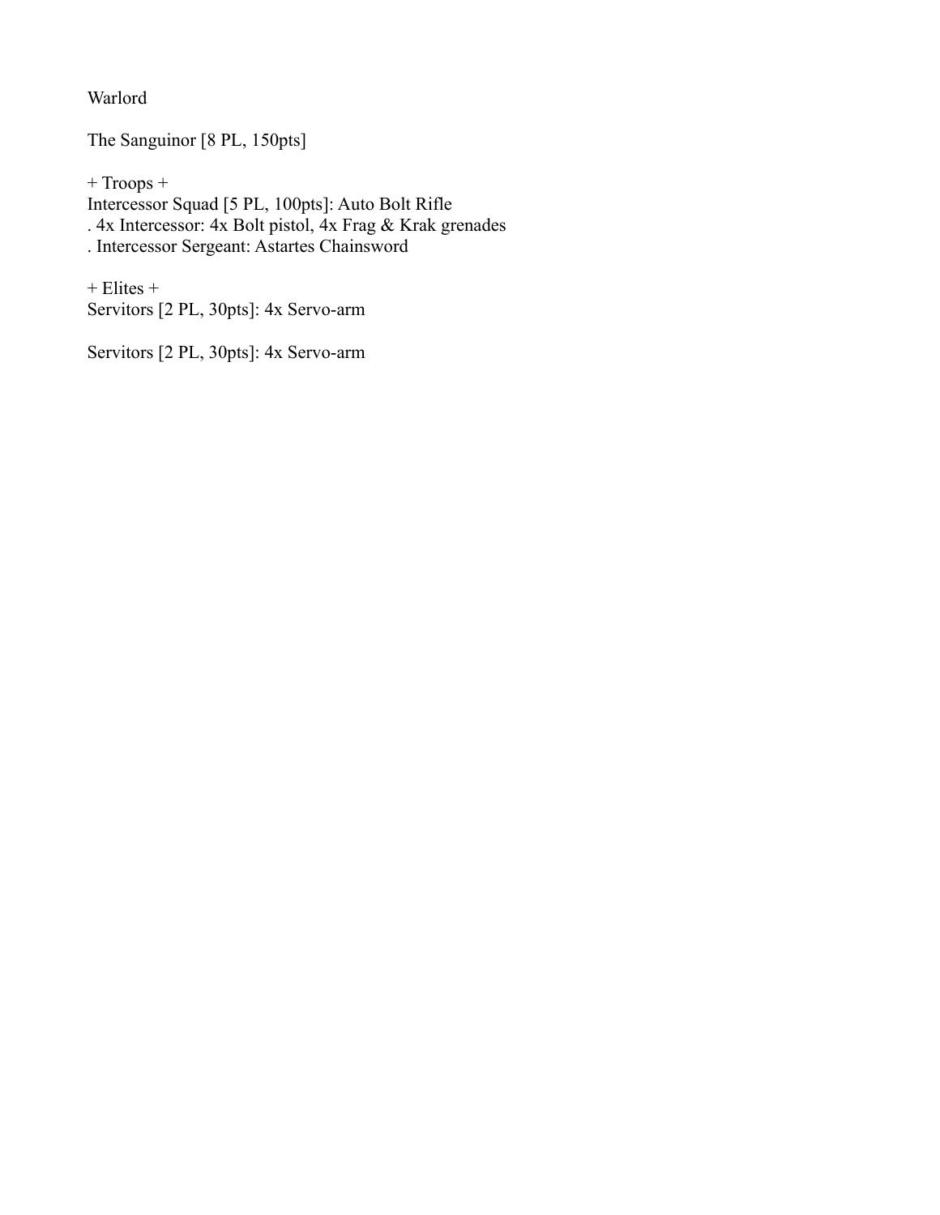Warlord

The Sanguinor [8 PL, 150pts]

+ Troops +
Intercessor Squad [5 PL, 100pts]: Auto Bolt Rifle
. 4x Intercessor: 4x Bolt pistol, 4x Frag & Krak grenades
. Intercessor Sergeant: Astartes Chainsword

+ Elites +
Servitors [2 PL, 30pts]: 4x Servo-arm

Servitors [2 PL, 30pts]: 4x Servo-arm